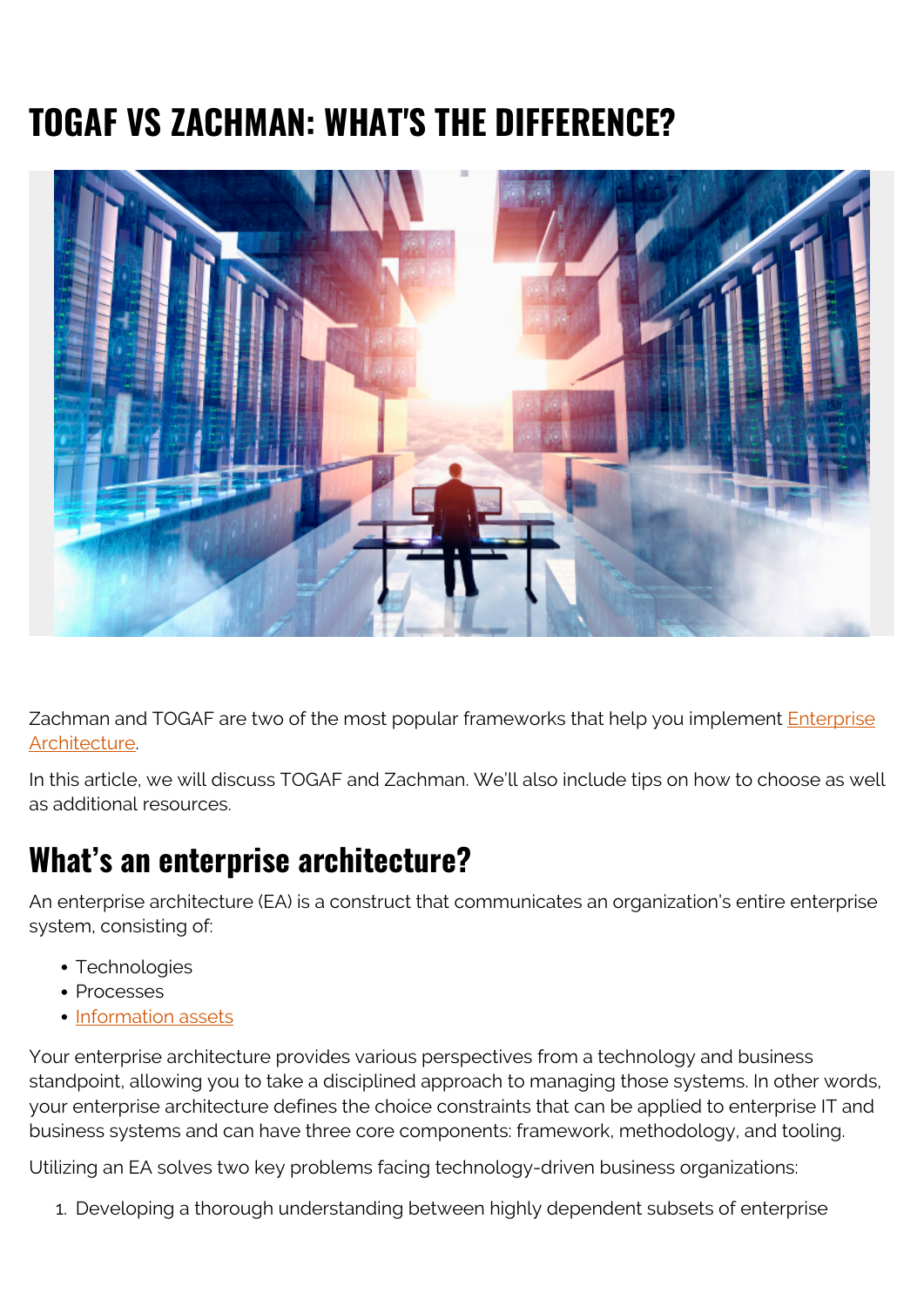# TOGAF VS ZACHMAN: WHAT'S THE DIFFERENCE?

Zachman and TOGAF are two of the most popular frameworks that help you implement Enterprise Architecture.

In this article, we will discuss TOGAF and Zachman. We'll also include tips on how to choose as well as additional resources.

## What's an enterprise architecture?

An enterprise architecture (EA) is a construct that communicates an organization's entire enterprise system, consisting of:

- Technologies
- Processes
- Information assets

Your enterprise architecture provides various perspectives from a technology and business standpoint, allowing you to take a disciplined approach to managing those systems. In other words, your enterprise architecture defines the choice constraints that can be applied to enterprise IT and business systems and can have three core components: framework, methodology, and tooling.

Utilizing an EA solves two key problems facing technology-driven business organizations:

1. Developing a thorough understanding between highly dependent subsets of enterprise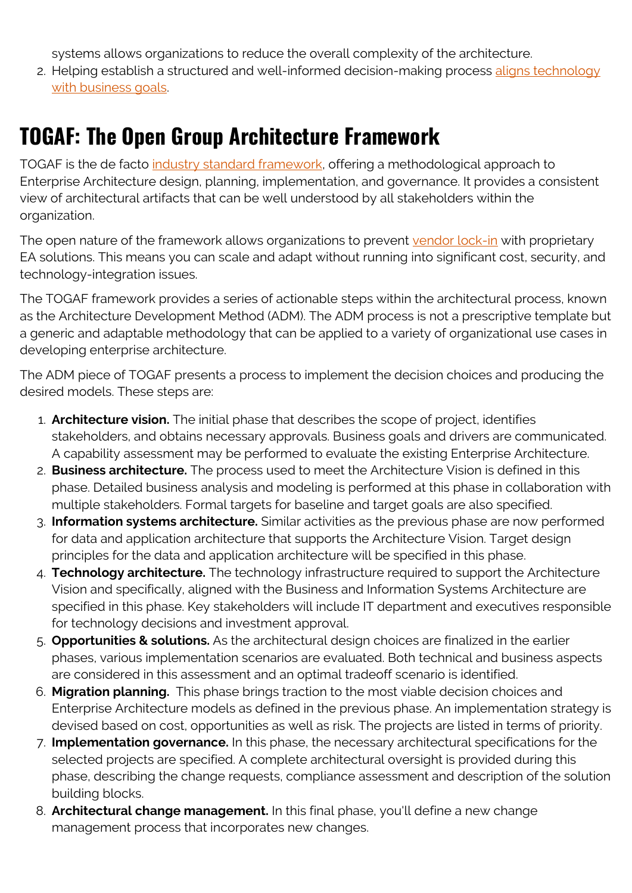systems allows organizations to reduce the overall complexity of the architecture.

2. Helping establish a structured and well-informed decision-making process aligns technology with business goals.

## TOGAF: The Open Group Architecture Framework

TOGAF is the de facto industry standard framework, offering a methodological approach to Enterprise Architecture design, planning, implementation, and governance. It provides a consistent view of architectural artifacts that can be well understood by all stakeholders within the organization.

The open nature of the framework allows organizations to prevent vendor lock-in with proprietary EA solutions. This means you can scale and adapt without running into significant cost, security, and technology-integration issues.

The TOGAF framework provides a series of actionable steps within the architectural process, known as the Architecture Development Method (ADM). The ADM process is not a prescriptive template but a generic and adaptable methodology that can be applied to a variety of organizational use cases in developing enterprise architecture.

The ADM piece of TOGAF presents a process to implement the decision choices and producing the desired models. These steps are:

1. **Architecture vision.** The initial phase that describes the scope of project, identifies stakeholders, and obtains necessary approvals. Business goals and drivers are communicated. A capability assessment may be performed to evaluate the existing Enterprise Architecture.
2. **Business architecture.** The process used to meet the Architecture Vision is defined in this phase. Detailed business analysis and modeling is performed at this phase in collaboration with multiple stakeholders. Formal targets for baseline and target goals are also specified.
3. **Information systems architecture.** Similar activities as the previous phase are now performed for data and application architecture that supports the Architecture Vision. Target design principles for the data and application architecture will be specified in this phase.
4. **Technology architecture.** The technology infrastructure required to support the Architecture Vision and specifically, aligned with the Business and Information Systems Architecture are specified in this phase. Key stakeholders will include IT department and executives responsible for technology decisions and investment approval.
5. **Opportunities & solutions.** As the architectural design choices are finalized in the earlier phases, various implementation scenarios are evaluated. Both technical and business aspects are considered in this assessment and an optimal tradeoff scenario is identified.
6. **Migration planning.** This phase brings traction to the most viable decision choices and Enterprise Architecture models as defined in the previous phase. An implementation strategy is devised based on cost, opportunities as well as risk. The projects are listed in terms of priority.
7. **Implementation governance.** In this phase, the necessary architectural specifications for the selected projects are specified. A complete architectural oversight is provided during this phase, describing the change requests, compliance assessment and description of the solution building blocks.
8. **Architectural change management.** In this final phase, you'll define a new change management process that incorporates new changes.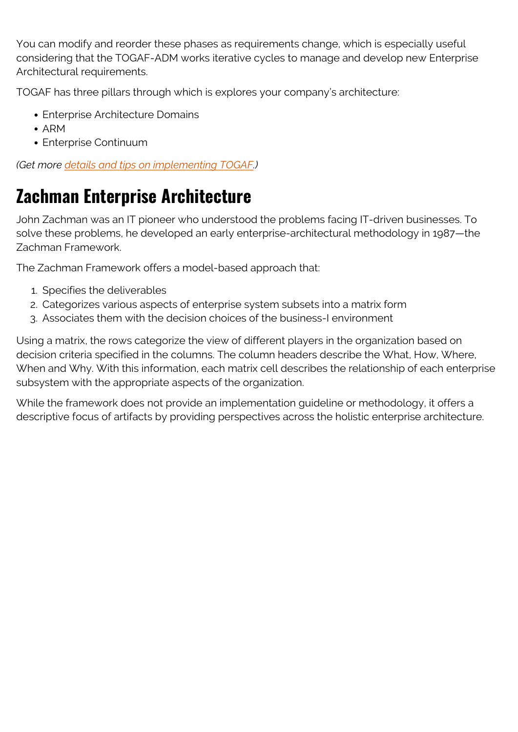You can modify and reorder these phases as requirements change, which is especially useful considering that the TOGAF-ADM works iterative cycles to manage and develop new Enterprise Architectural requirements.

TOGAF has three pillars through which is explores your company's architecture:

- Enterprise Architecture Domains
- ARM
- Enterprise Continuum

*(Get more details and tips on implementing TOGAF.)*

## Zachman Enterprise Architecture

John Zachman was an IT pioneer who understood the problems facing IT-driven businesses. To solve these problems, he developed an early enterprise-architectural methodology in 1987—the Zachman Framework.

The Zachman Framework offers a model-based approach that:

1. Specifies the deliverables
2. Categorizes various aspects of enterprise system subsets into a matrix form
3. Associates them with the decision choices of the business-I environment

Using a matrix, the rows categorize the view of different players in the organization based on decision criteria specified in the columns. The column headers describe the What, How, Where, When and Why. With this information, each matrix cell describes the relationship of each enterprise subsystem with the appropriate aspects of the organization.

While the framework does not provide an implementation guideline or methodology, it offers a descriptive focus of artifacts by providing perspectives across the holistic enterprise architecture.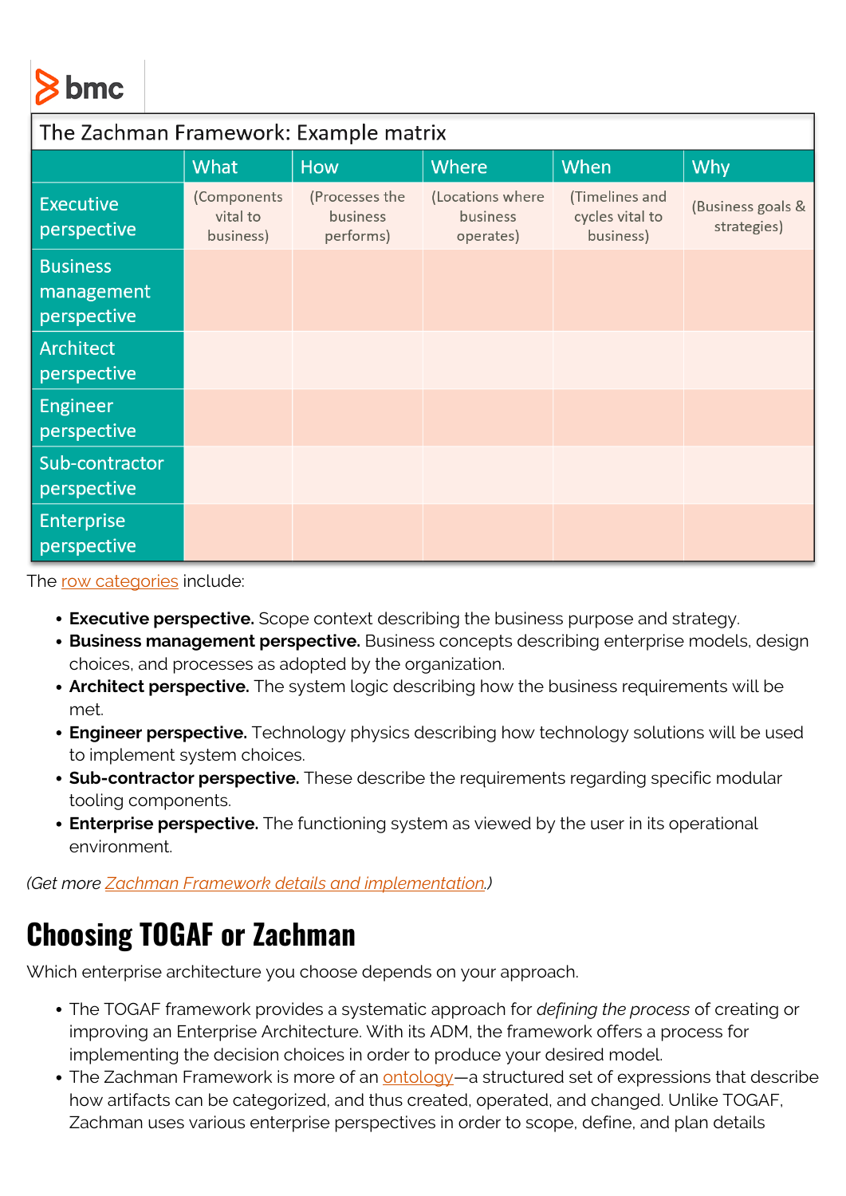| The Zachman Framework: Example matrix | | | | | |
|---|---|---|---|---|---|
| | What | How | Where | When | Why |
| Executive perspective | (Components vital to business) | (Processes the business performs) | (Locations where business operates) | (Timelines and cycles vital to business) | (Business goals & strategies) |
| Business management perspective | | | | | |
| Architect perspective | | | | | |
| Engineer perspective | | | | | |
| Sub-contractor perspective | | | | | |
| Enterprise perspective | | | | | |

The row categories include:

- **Executive perspective.** Scope context describing the business purpose and strategy.
- **Business management perspective.** Business concepts describing enterprise models, design choices, and processes as adopted by the organization.
- **Architect perspective.** The system logic describing how the business requirements will be met.
- **Engineer perspective.** Technology physics describing how technology solutions will be used to implement system choices.
- **Sub-contractor perspective.** These describe the requirements regarding specific modular tooling components.
- **Enterprise perspective.** The functioning system as viewed by the user in its operational environment.

*(Get more Zachman Framework details and implementation.)*

## Choosing TOGAF or Zachman

Which enterprise architecture you choose depends on your approach.

- The TOGAF framework provides a systematic approach for *defining the process* of creating or improving an Enterprise Architecture. With its ADM, the framework offers a process for implementing the decision choices in order to produce your desired model.
- The Zachman Framework is more of an ontology—a structured set of expressions that describe how artifacts can be categorized, and thus created, operated, and changed. Unlike TOGAF, Zachman uses various enterprise perspectives in order to scope, define, and plan details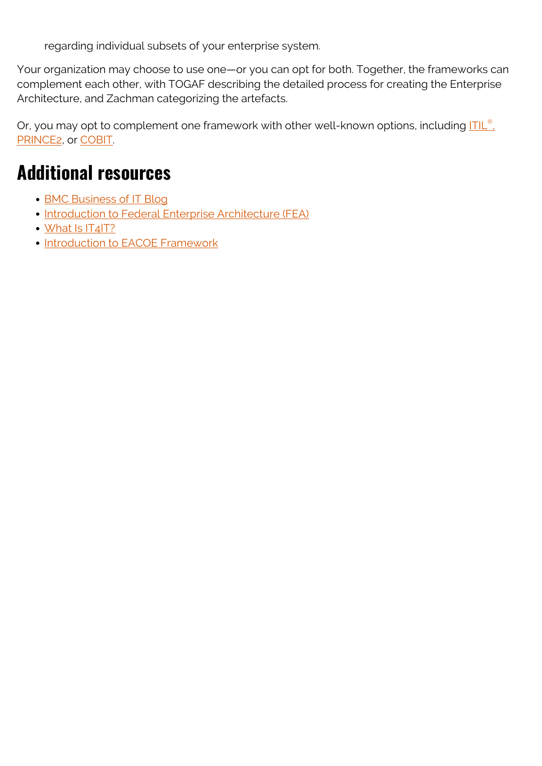regarding individual subsets of your enterprise system.

Your organization may choose to use one—or you can opt for both. Together, the frameworks can complement each other, with TOGAF describing the detailed process for creating the Enterprise Architecture, and Zachman categorizing the artefacts.

Or, you may opt to complement one framework with other well-known options, including ITIL®, PRINCE2, or COBIT.

## Additional resources

- BMC Business of IT Blog
- Introduction to Federal Enterprise Architecture (FEA)
- What Is IT4IT?
- Introduction to EACOE Framework